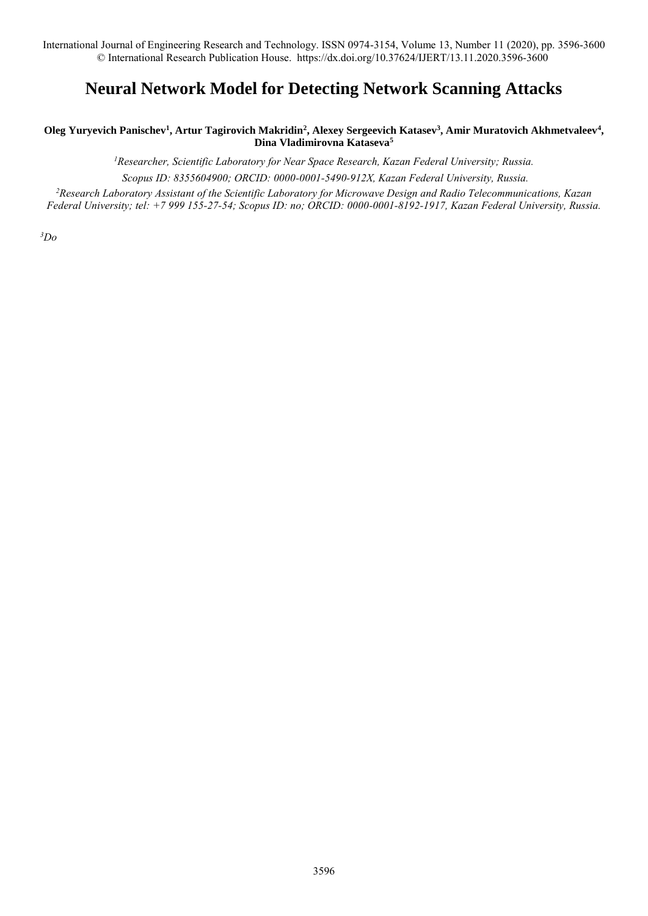# Neural Network Model for Detecting Network Scanning Attacks

**Oleg Yuryevich Panischev[1], Artur Tagirovich Makridin[2], Alexey Sergeevich Katasev[3], Amir Muratovich Akhmetvaleev[4], Dina Vladimirovna Kataseva[5]**

*[1]Researcher, Scientific Laboratory for Near Space Research, Kazan Federal University; Russia.*

*Scopus ID: 8355604900; ORCID: 0000-0001-5490-912X, Kazan Federal University, Russia.*

*[2]Research Laboratory Assistant of the Scientific Laboratory for Microwave Design and Radio Telecommunications, Kazan Federal University; tel: +7 999 155-27-54; Scopus ID: no; ORCID: 0000-0001-8192-1917, Kazan Federal University, Russia.*

*[3]Do*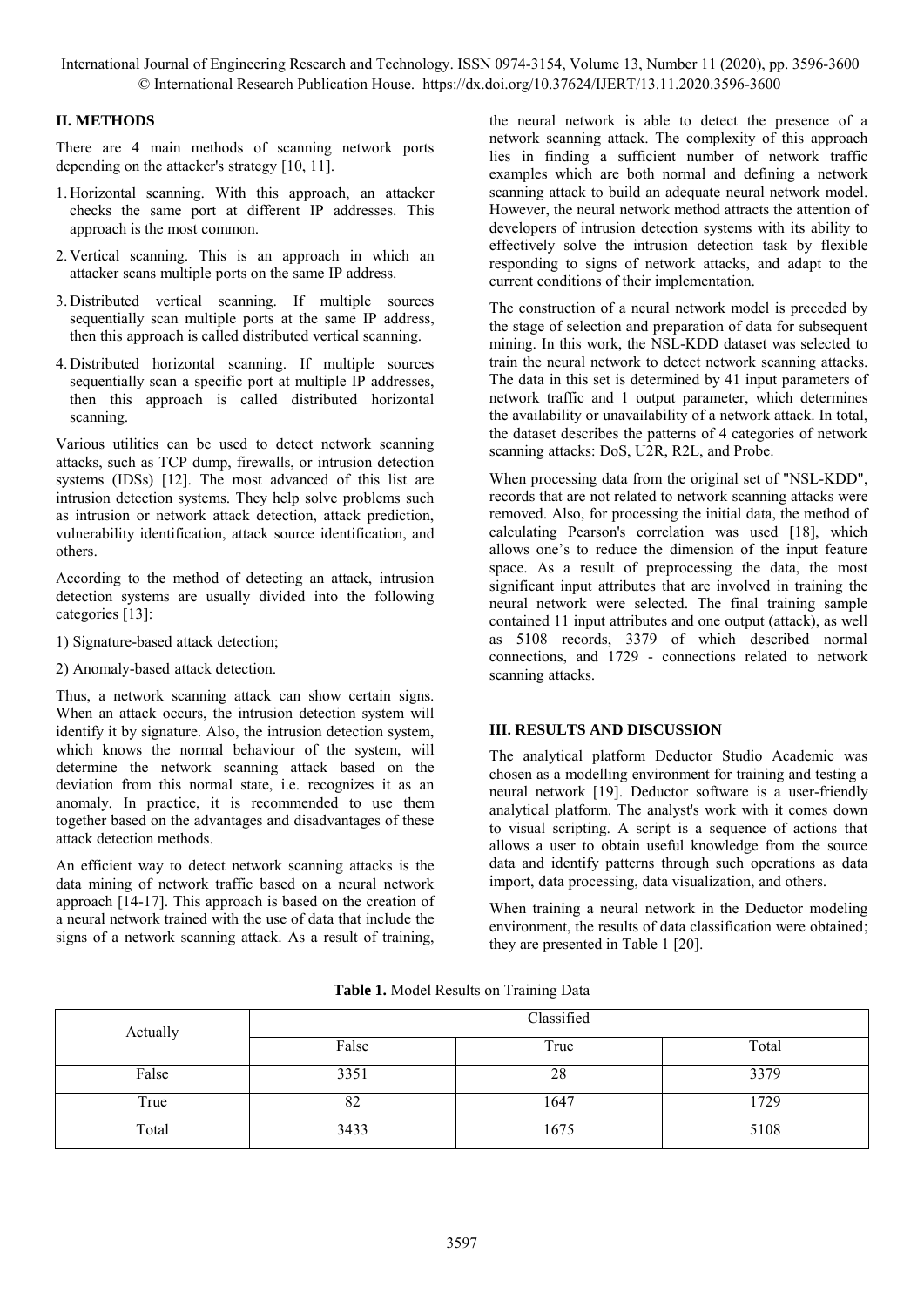## II. METHODS

There are 4 main methods of scanning network ports depending on the attacker's strategy [10, 11].

1. Horizontal scanning. With this approach, an attacker checks the same port at different IP addresses. This approach is the most common.
2. Vertical scanning. This is an approach in which an attacker scans multiple ports on the same IP address.
3. Distributed vertical scanning. If multiple sources sequentially scan multiple ports at the same IP address, then this approach is called distributed vertical scanning.
4. Distributed horizontal scanning. If multiple sources sequentially scan a specific port at multiple IP addresses, then this approach is called distributed horizontal scanning.

Various utilities can be used to detect network scanning attacks, such as TCP dump, firewalls, or intrusion detection systems (IDSs) [12]. The most advanced of this list are intrusion detection systems. They help solve problems such as intrusion or network attack detection, attack prediction, vulnerability identification, attack source identification, and others.

According to the method of detecting an attack, intrusion detection systems are usually divided into the following categories [13]:

1) Signature-based attack detection;

2) Anomaly-based attack detection.

Thus, a network scanning attack can show certain signs. When an attack occurs, the intrusion detection system will identify it by signature. Also, the intrusion detection system, which knows the normal behaviour of the system, will determine the network scanning attack based on the deviation from this normal state, i.e. recognizes it as an anomaly. In practice, it is recommended to use them together based on the advantages and disadvantages of these attack detection methods.

An efficient way to detect network scanning attacks is the data mining of network traffic based on a neural network approach [14-17]. This approach is based on the creation of a neural network trained with the use of data that include the signs of a network scanning attack. As a result of training, the neural network is able to detect the presence of a network scanning attack. The complexity of this approach lies in finding a sufficient number of network traffic examples which are both normal and defining a network scanning attack to build an adequate neural network model. However, the neural network method attracts the attention of developers of intrusion detection systems with its ability to effectively solve the intrusion detection task by flexible responding to signs of network attacks, and adapt to the current conditions of their implementation.

The construction of a neural network model is preceded by the stage of selection and preparation of data for subsequent mining. In this work, the NSL-KDD dataset was selected to train the neural network to detect network scanning attacks. The data in this set is determined by 41 input parameters of network traffic and 1 output parameter, which determines the availability or unavailability of a network attack. In total, the dataset describes the patterns of 4 categories of network scanning attacks: DoS, U2R, R2L, and Probe.

When processing data from the original set of "NSL-KDD", records that are not related to network scanning attacks were removed. Also, for processing the initial data, the method of calculating Pearson's correlation was used [18], which allows one's to reduce the dimension of the input feature space. As a result of preprocessing the data, the most significant input attributes that are involved in training the neural network were selected. The final training sample contained 11 input attributes and one output (attack), as well as 5108 records, 3379 of which described normal connections, and 1729 - connections related to network scanning attacks.

## III. RESULTS AND DISCUSSION

The analytical platform Deductor Studio Academic was chosen as a modelling environment for training and testing a neural network [19]. Deductor software is a user-friendly analytical platform. The analyst's work with it comes down to visual scripting. A script is a sequence of actions that allows a user to obtain useful knowledge from the source data and identify patterns through such operations as data import, data processing, data visualization, and others.

When training a neural network in the Deductor modeling environment, the results of data classification were obtained; they are presented in Table 1 [20].

**Table 1.** Model Results on Training Data

| Actually | Classified | | |
|---|---|---|---|
| | False | True | Total |
| False | 3351 | 28 | 3379 |
| True | 82 | 1647 | 1729 |
| Total | 3433 | 1675 | 5108 |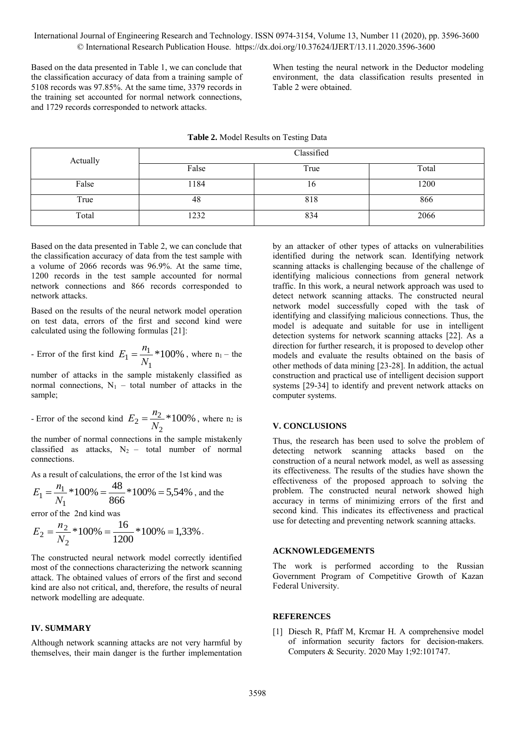Based on the data presented in Table 1, we can conclude that the classification accuracy of data from a training sample of 5108 records was 97.85%. At the same time, 3379 records in the training set accounted for normal network connections, and 1729 records corresponded to network attacks.

When testing the neural network in the Deductor modeling environment, the data classification results presented in Table 2 were obtained.

**Table 2.** Model Results on Testing Data

| Actually | Classified | | |
|---|---|---|---|
| | False | True | Total |
| False | 1184 | 16 | 1200 |
| True | 48 | 818 | 866 |
| Total | 1232 | 834 | 2066 |

Based on the data presented in Table 2, we can conclude that the classification accuracy of data from the test sample with a volume of 2066 records was 96.9%. At the same time, 1200 records in the test sample accounted for normal network connections and 866 records corresponded to network attacks.

Based on the results of the neural network model operation on test data, errors of the first and second kind were calculated using the following formulas [21]:

- Error of the first kind $E_1 = \frac{n_1}{N_1} * 100\%$, where $n_1$ – the number of attacks in the sample mistakenly classified as normal connections, $N_1$ – total number of attacks in the sample;

- Error of the second kind $E_2 = \frac{n_2}{N_2} * 100\%$, where $n_2$ is the number of normal connections in the sample mistakenly classified as attacks, $N_2$ – total number of normal connections.

As a result of calculations, the error of the 1st kind was

$E_1 = \frac{n_1}{N_1} * 100\% = \frac{48}{866} * 100\% = 5{,}54\%$, and the error of the 2nd kind was

$$E_2 = \frac{n_2}{N_2} * 100\% = \frac{16}{1200} * 100\% = 1{,}33\%.$$

The constructed neural network model correctly identified most of the connections characterizing the network scanning attack. The obtained values of errors of the first and second kind are also not critical, and, therefore, the results of neural network modelling are adequate.

## IV. SUMMARY

Although network scanning attacks are not very harmful by themselves, their main danger is the further implementation by an attacker of other types of attacks on vulnerabilities identified during the network scan. Identifying network scanning attacks is challenging because of the challenge of identifying malicious connections from general network traffic. In this work, a neural network approach was used to detect network scanning attacks. The constructed neural network model successfully coped with the task of identifying and classifying malicious connections. Thus, the model is adequate and suitable for use in intelligent detection systems for network scanning attacks [22]. As a direction for further research, it is proposed to develop other models and evaluate the results obtained on the basis of other methods of data mining [23-28]. In addition, the actual construction and practical use of intelligent decision support systems [29-34] to identify and prevent network attacks on computer systems.

## V. CONCLUSIONS

Thus, the research has been used to solve the problem of detecting network scanning attacks based on the construction of a neural network model, as well as assessing its effectiveness. The results of the studies have shown the effectiveness of the proposed approach to solving the problem. The constructed neural network showed high accuracy in terms of minimizing errors of the first and second kind. This indicates its effectiveness and practical use for detecting and preventing network scanning attacks.

## ACKNOWLEDGEMENTS

The work is performed according to the Russian Government Program of Competitive Growth of Kazan Federal University.

## REFERENCES

[1] Diesch R, Pfaff M, Krcmar H. A comprehensive model of information security factors for decision-makers. Computers & Security. 2020 May 1;92:101747.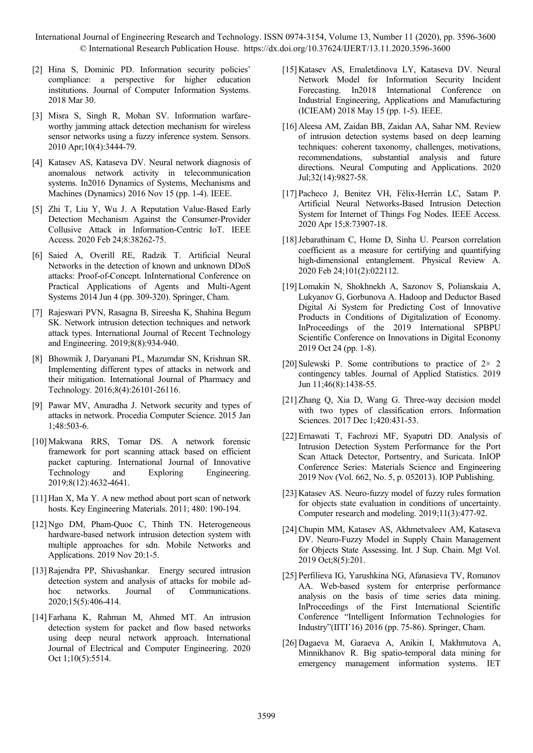[2] Hina S, Dominic PD. Information security policies' compliance: a perspective for higher education institutions. Journal of Computer Information Systems. 2018 Mar 30.

[3] Misra S, Singh R, Mohan SV. Information warfare-worthy jamming attack detection mechanism for wireless sensor networks using a fuzzy inference system. Sensors. 2010 Apr;10(4):3444-79.

[4] Katasev AS, Kataseva DV. Neural network diagnosis of anomalous network activity in telecommunication systems. In2016 Dynamics of Systems, Mechanisms and Machines (Dynamics) 2016 Nov 15 (pp. 1-4). IEEE.

[5] Zhi T, Liu Y, Wu J. A Reputation Value-Based Early Detection Mechanism Against the Consumer-Provider Collusive Attack in Information-Centric IoT. IEEE Access. 2020 Feb 24;8:38262-75.

[6] Saied A, Overill RE, Radzik T. Artificial Neural Networks in the detection of known and unknown DDoS attacks: Proof-of-Concept. InInternational Conference on Practical Applications of Agents and Multi-Agent Systems 2014 Jun 4 (pp. 309-320). Springer, Cham.

[7] Rajeswari PVN, Rasagna B, Sireesha K, Shahina Begum SK. Network intrusion detection techniques and network attack types. International Journal of Recent Technology and Engineering. 2019;8(8):934-940.

[8] Bhowmik J, Daryanani PL, Mazumdar SN, Krishnan SR. Implementing different types of attacks in network and their mitigation. International Journal of Pharmacy and Technology. 2016;8(4):26101-26116.

[9] Pawar MV, Anuradha J. Network security and types of attacks in network. Procedia Computer Science. 2015 Jan 1;48:503-6.

[10] Makwana RRS, Tomar DS. A network forensic framework for port scanning attack based on efficient packet capturing. International Journal of Innovative Technology and Exploring Engineering. 2019;8(12):4632-4641.

[11] Han X, Ma Y. A new method about port scan of network hosts. Key Engineering Materials. 2011; 480: 190-194.

[12] Ngo DM, Pham-Quoc C, Thinh TN. Heterogeneous hardware-based network intrusion detection system with multiple approaches for sdn. Mobile Networks and Applications. 2019 Nov 20:1-5.

[13] Rajendra PP, Shivashankar. Energy secured intrusion detection system and analysis of attacks for mobile ad-hoc networks. Journal of Communications. 2020;15(5):406-414.

[14] Farhana K, Rahman M, Ahmed MT. An intrusion detection system for packet and flow based networks using deep neural network approach. International Journal of Electrical and Computer Engineering. 2020 Oct 1;10(5):5514.

[15] Katasev AS, Emaletdinova LY, Kataseva DV. Neural Network Model for Information Security Incident Forecasting. In2018 International Conference on Industrial Engineering, Applications and Manufacturing (ICIEAM) 2018 May 15 (pp. 1-5). IEEE.

[16] Aleesa AM, Zaidan BB, Zaidan AA, Sahar NM. Review of intrusion detection systems based on deep learning techniques: coherent taxonomy, challenges, motivations, recommendations, substantial analysis and future directions. Neural Computing and Applications. 2020 Jul;32(14):9827-58.

[17] Pacheco J, Benitez VH, Félix-Herrán LC, Satam P. Artificial Neural Networks-Based Intrusion Detection System for Internet of Things Fog Nodes. IEEE Access. 2020 Apr 15;8:73907-18.

[18] Jebarathinam C, Home D, Sinha U. Pearson correlation coefficient as a measure for certifying and quantifying high-dimensional entanglement. Physical Review A. 2020 Feb 24;101(2):022112.

[19] Lomakin N, Shokhnekh A, Sazonov S, Polianskaia A, Lukyanov G, Gorbunova A. Hadoop and Deductor Based Digital Ai System for Predicting Cost of Innovative Products in Conditions of Digitalization of Economy. InProceedings of the 2019 International SPBPU Scientific Conference on Innovations in Digital Economy 2019 Oct 24 (pp. 1-8).

[20] Sulewski P. Some contributions to practice of 2× 2 contingency tables. Journal of Applied Statistics. 2019 Jun 11;46(8):1438-55.

[21] Zhang Q, Xia D, Wang G. Three-way decision model with two types of classification errors. Information Sciences. 2017 Dec 1;420:431-53.

[22] Ernawati T, Fachrozi MF, Syaputri DD. Analysis of Intrusion Detection System Performance for the Port Scan Attack Detector, Portsentry, and Suricata. InIOP Conference Series: Materials Science and Engineering 2019 Nov (Vol. 662, No. 5, p. 052013). IOP Publishing.

[23] Katasev AS. Neuro-fuzzy model of fuzzy rules formation for objects state evaluation in conditions of uncertainty. Computer research and modeling. 2019;11(3):477-92.

[24] Chupin MM, Katasev AS, Akhmetvaleev AM, Kataseva DV. Neuro-Fuzzy Model in Supply Chain Management for Objects State Assessing. Int. J Sup. Chain. Mgt Vol. 2019 Oct;8(5):201.

[25] Perfilieva IG, Yarushkina NG, Afanasieva TV, Romanov AA. Web-based system for enterprise performance analysis on the basis of time series data mining. InProceedings of the First International Scientific Conference "Intelligent Information Technologies for Industry"(IITI'16) 2016 (pp. 75-86). Springer, Cham.

[26] Dagaeva M, Garaeva A, Anikin I, Makhmutova A, Minnikhanov R. Big spatio-temporal data mining for emergency management information systems. IET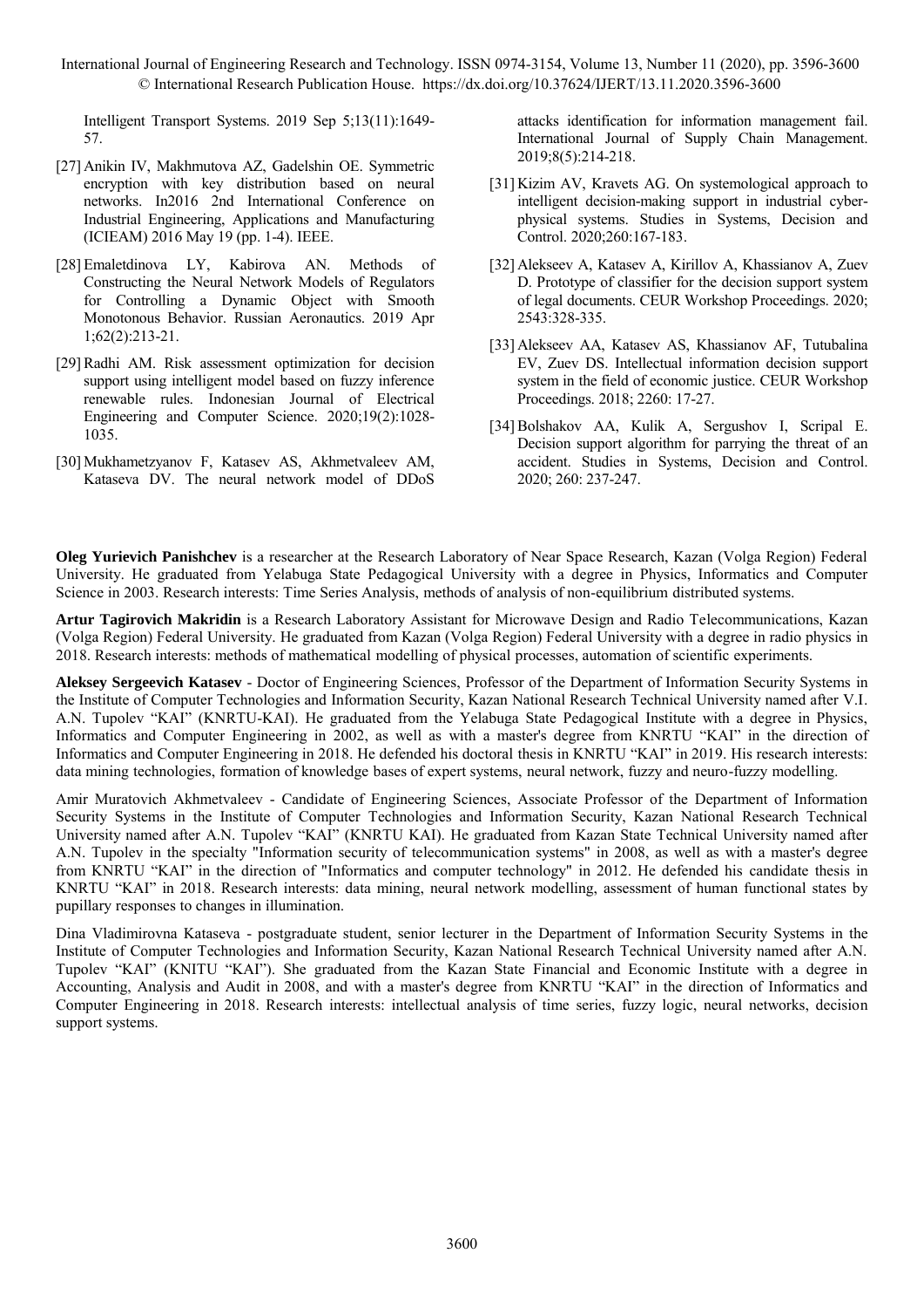Intelligent Transport Systems. 2019 Sep 5;13(11):1649-57.

[27] Anikin IV, Makhmutova AZ, Gadelshin OE. Symmetric encryption with key distribution based on neural networks. In2016 2nd International Conference on Industrial Engineering, Applications and Manufacturing (ICIEAM) 2016 May 19 (pp. 1-4). IEEE.

[28] Emaletdinova LY, Kabirova AN. Methods of Constructing the Neural Network Models of Regulators for Controlling a Dynamic Object with Smooth Monotonous Behavior. Russian Aeronautics. 2019 Apr 1;62(2):213-21.

[29] Radhi AM. Risk assessment optimization for decision support using intelligent model based on fuzzy inference renewable rules. Indonesian Journal of Electrical Engineering and Computer Science. 2020;19(2):1028-1035.

[30] Mukhametzyanov F, Katasev AS, Akhmetvaleev AM, Kataseva DV. The neural network model of DDoS attacks identification for information management fail. International Journal of Supply Chain Management. 2019;8(5):214-218.

[31] Kizim AV, Kravets AG. On systemological approach to intelligent decision-making support in industrial cyber-physical systems. Studies in Systems, Decision and Control. 2020;260:167-183.

[32] Alekseev A, Katasev A, Kirillov A, Khassianov A, Zuev D. Prototype of classifier for the decision support system of legal documents. CEUR Workshop Proceedings. 2020; 2543:328-335.

[33] Alekseev AA, Katasev AS, Khassianov AF, Tutubalina EV, Zuev DS. Intellectual information decision support system in the field of economic justice. CEUR Workshop Proceedings. 2018; 2260: 17-27.

[34] Bolshakov AA, Kulik A, Sergushov I, Scripal E. Decision support algorithm for parrying the threat of an accident. Studies in Systems, Decision and Control. 2020; 260: 237-247.

**Oleg Yurievich Panishchev** is a researcher at the Research Laboratory of Near Space Research, Kazan (Volga Region) Federal University. He graduated from Yelabuga State Pedagogical University with a degree in Physics, Informatics and Computer Science in 2003. Research interests: Time Series Analysis, methods of analysis of non-equilibrium distributed systems.

**Artur Tagirovich Makridin** is a Research Laboratory Assistant for Microwave Design and Radio Telecommunications, Kazan (Volga Region) Federal University. He graduated from Kazan (Volga Region) Federal University with a degree in radio physics in 2018. Research interests: methods of mathematical modelling of physical processes, automation of scientific experiments.

**Aleksey Sergeevich Katasev** - Doctor of Engineering Sciences, Professor of the Department of Information Security Systems in the Institute of Computer Technologies and Information Security, Kazan National Research Technical University named after V.I. A.N. Tupolev "KAI" (KNRTU-KAI). He graduated from the Yelabuga State Pedagogical Institute with a degree in Physics, Informatics and Computer Engineering in 2002, as well as with a master's degree from KNRTU "KAI" in the direction of Informatics and Computer Engineering in 2018. He defended his doctoral thesis in KNRTU "KAI" in 2019. His research interests: data mining technologies, formation of knowledge bases of expert systems, neural network, fuzzy and neuro-fuzzy modelling.

Amir Muratovich Akhmetvaleev - Candidate of Engineering Sciences, Associate Professor of the Department of Information Security Systems in the Institute of Computer Technologies and Information Security, Kazan National Research Technical University named after A.N. Tupolev "KAI" (KNRTU KAI). He graduated from Kazan State Technical University named after A.N. Tupolev in the specialty "Information security of telecommunication systems" in 2008, as well as with a master's degree from KNRTU "KAI" in the direction of "Informatics and computer technology" in 2012. He defended his candidate thesis in KNRTU "KAI" in 2018. Research interests: data mining, neural network modelling, assessment of human functional states by pupillary responses to changes in illumination.

Dina Vladimirovna Kataseva - postgraduate student, senior lecturer in the Department of Information Security Systems in the Institute of Computer Technologies and Information Security, Kazan National Research Technical University named after A.N. Tupolev "KAI" (KNITU "KAI"). She graduated from the Kazan State Financial and Economic Institute with a degree in Accounting, Analysis and Audit in 2008, and with a master's degree from KNRTU "KAI" in the direction of Informatics and Computer Engineering in 2018. Research interests: intellectual analysis of time series, fuzzy logic, neural networks, decision support systems.